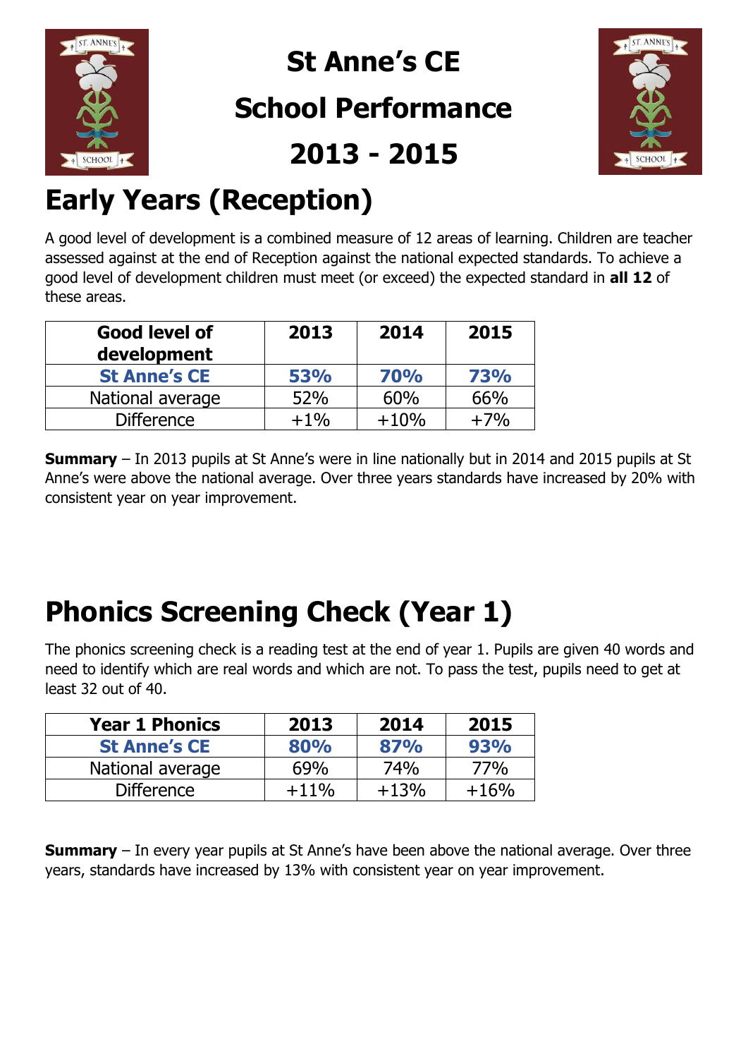# St Anne's CE School Performance 2013 - 2015

## Early Years (Reception)

A good level of development is a combined measure of 12 areas of learning. Children are teacher assessed against at the end of Reception against the national expected standards. To achieve a good level of development children must meet (or exceed) the expected standard in **all 12** of these areas.

| Good level of development | 2013 | 2014 | 2015 |
|---|---|---|---|
| **St Anne's CE** | **53%** | **70%** | **73%** |
| National average | 52% | 60% | 66% |
| Difference | +1% | +10% | +7% |

**Summary** – In 2013 pupils at St Anne's were in line nationally but in 2014 and 2015 pupils at St Anne's were above the national average. Over three years standards have increased by 20% with consistent year on year improvement.

## Phonics Screening Check (Year 1)

The phonics screening check is a reading test at the end of year 1. Pupils are given 40 words and need to identify which are real words and which are not. To pass the test, pupils need to get at least 32 out of 40.

| Year 1 Phonics | 2013 | 2014 | 2015 |
|---|---|---|---|
| **St Anne's CE** | **80%** | **87%** | **93%** |
| National average | 69% | 74% | 77% |
| Difference | +11% | +13% | +16% |

**Summary** – In every year pupils at St Anne's have been above the national average. Over three years, standards have increased by 13% with consistent year on year improvement.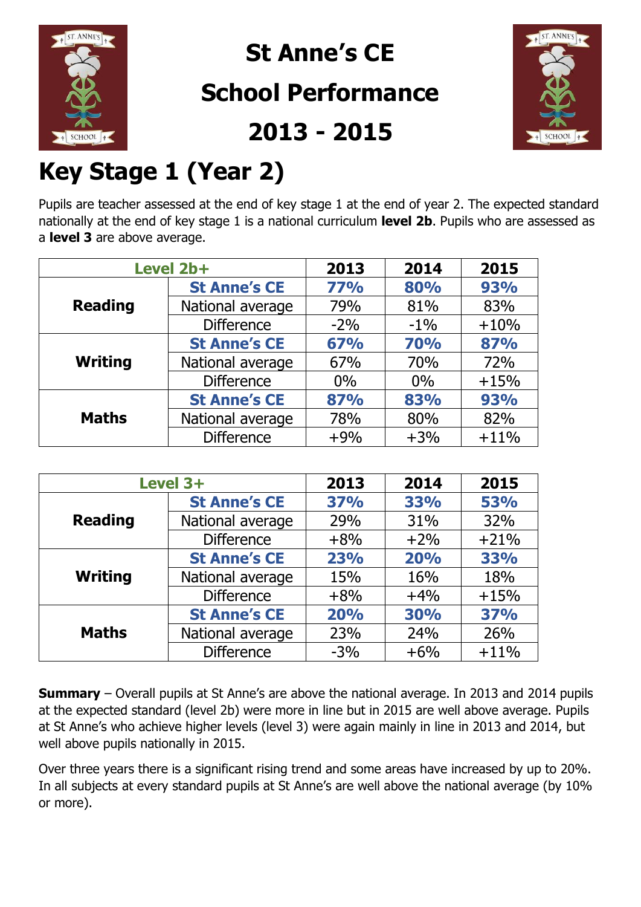# St Anne's CE School Performance 2013 - 2015

## Key Stage 1 (Year 2)

Pupils are teacher assessed at the end of key stage 1 at the end of year 2. The expected standard nationally at the end of key stage 1 is a national curriculum **level 2b**. Pupils who are assessed as a **level 3** are above average.

| Level 2b+ | | 2013 | 2014 | 2015 |
|---|---|---|---|---|
| **Reading** | **St Anne's CE** | **77%** | **80%** | **93%** |
| | National average | 79% | 81% | 83% |
| | Difference | -2% | -1% | +10% |
| **Writing** | **St Anne's CE** | **67%** | **70%** | **87%** |
| | National average | 67% | 70% | 72% |
| | Difference | 0% | 0% | +15% |
| **Maths** | **St Anne's CE** | **87%** | **83%** | **93%** |
| | National average | 78% | 80% | 82% |
| | Difference | +9% | +3% | +11% |

| Level 3+ | | 2013 | 2014 | 2015 |
|---|---|---|---|---|
| **Reading** | **St Anne's CE** | **37%** | **33%** | **53%** |
| | National average | 29% | 31% | 32% |
| | Difference | +8% | +2% | +21% |
| **Writing** | **St Anne's CE** | **23%** | **20%** | **33%** |
| | National average | 15% | 16% | 18% |
| | Difference | +8% | +4% | +15% |
| **Maths** | **St Anne's CE** | **20%** | **30%** | **37%** |
| | National average | 23% | 24% | 26% |
| | Difference | -3% | +6% | +11% |

**Summary** – Overall pupils at St Anne's are above the national average. In 2013 and 2014 pupils at the expected standard (level 2b) were more in line but in 2015 are well above average. Pupils at St Anne's who achieve higher levels (level 3) were again mainly in line in 2013 and 2014, but well above pupils nationally in 2015.

Over three years there is a significant rising trend and some areas have increased by up to 20%. In all subjects at every standard pupils at St Anne's are well above the national average (by 10% or more).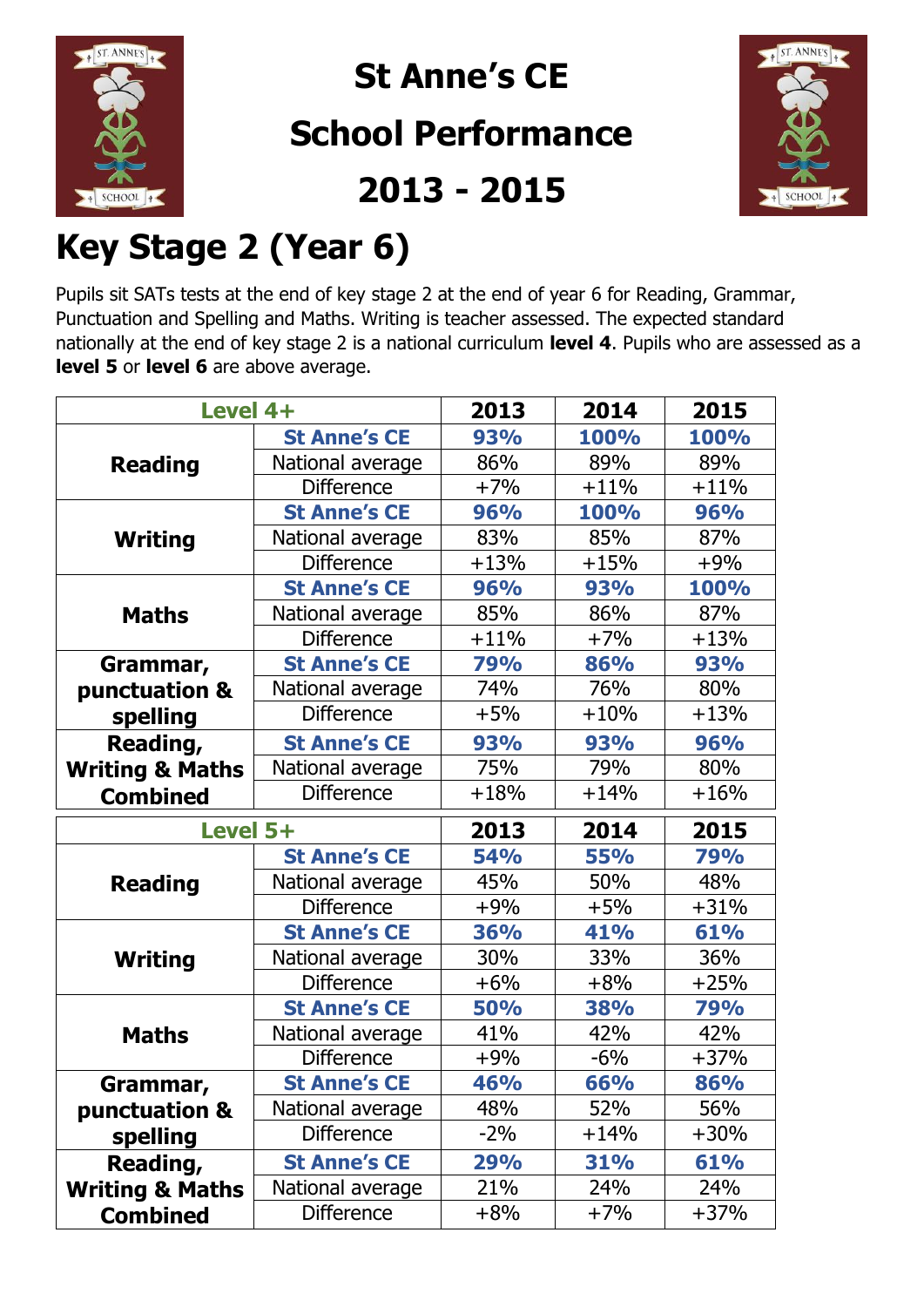# St Anne's CE

# School Performance

# 2013 - 2015

## Key Stage 2 (Year 6)

Pupils sit SATs tests at the end of key stage 2 at the end of year 6 for Reading, Grammar, Punctuation and Spelling and Maths. Writing is teacher assessed. The expected standard nationally at the end of key stage 2 is a national curriculum **level 4**. Pupils who are assessed as a **level 5** or **level 6** are above average.

| Level 4+ | | 2013 | 2014 | 2015 |
|---|---|---|---|---|
| **Reading** | **St Anne's CE** | **93%** | **100%** | **100%** |
| | National average | 86% | 89% | 89% |
| | Difference | +7% | +11% | +11% |
| **Writing** | **St Anne's CE** | **96%** | **100%** | **96%** |
| | National average | 83% | 85% | 87% |
| | Difference | +13% | +15% | +9% |
| **Maths** | **St Anne's CE** | **96%** | **93%** | **100%** |
| | National average | 85% | 86% | 87% |
| | Difference | +11% | +7% | +13% |
| **Grammar, punctuation & spelling** | **St Anne's CE** | **79%** | **86%** | **93%** |
| | National average | 74% | 76% | 80% |
| | Difference | +5% | +10% | +13% |
| **Reading, Writing & Maths Combined** | **St Anne's CE** | **93%** | **93%** | **96%** |
| | National average | 75% | 79% | 80% |
| | Difference | +18% | +14% | +16% |

| Level 5+ | | 2013 | 2014 | 2015 |
|---|---|---|---|---|
| **Reading** | **St Anne's CE** | **54%** | **55%** | **79%** |
| | National average | 45% | 50% | 48% |
| | Difference | +9% | +5% | +31% |
| **Writing** | **St Anne's CE** | **36%** | **41%** | **61%** |
| | National average | 30% | 33% | 36% |
| | Difference | +6% | +8% | +25% |
| **Maths** | **St Anne's CE** | **50%** | **38%** | **79%** |
| | National average | 41% | 42% | 42% |
| | Difference | +9% | -6% | +37% |
| **Grammar, punctuation & spelling** | **St Anne's CE** | **46%** | **66%** | **86%** |
| | National average | 48% | 52% | 56% |
| | Difference | -2% | +14% | +30% |
| **Reading, Writing & Maths Combined** | **St Anne's CE** | **29%** | **31%** | **61%** |
| | National average | 21% | 24% | 24% |
| | Difference | +8% | +7% | +37% |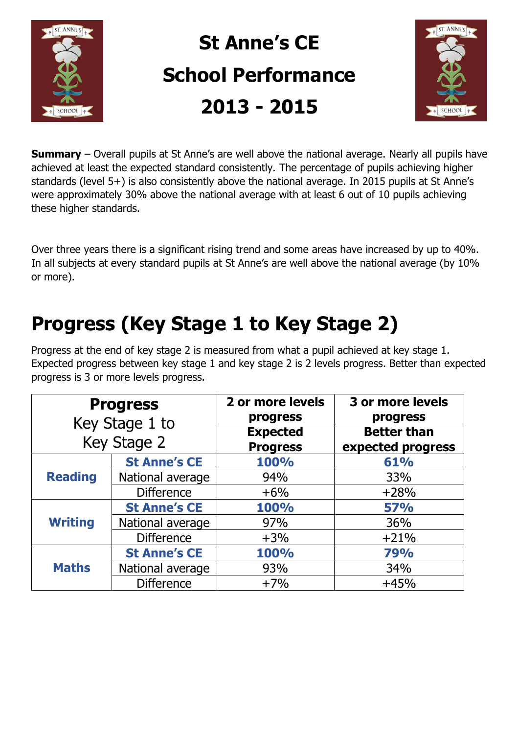# St Anne's CE School Performance 2013 - 2015

**Summary** – Overall pupils at St Anne's are well above the national average. Nearly all pupils have achieved at least the expected standard consistently. The percentage of pupils achieving higher standards (level 5+) is also consistently above the national average. In 2015 pupils at St Anne's were approximately 30% above the national average with at least 6 out of 10 pupils achieving these higher standards.

Over three years there is a significant rising trend and some areas have increased by up to 40%. In all subjects at every standard pupils at St Anne's are well above the national average (by 10% or more).

# Progress (Key Stage 1 to Key Stage 2)

Progress at the end of key stage 2 is measured from what a pupil achieved at key stage 1. Expected progress between key stage 1 and key stage 2 is 2 levels progress. Better than expected progress is 3 or more levels progress.

| **Progress** Key Stage 1 to Key Stage 2 | | **2 or more levels progress** | **3 or more levels progress** |
|---|---|---|---|
| | | **Expected Progress** | **Better than expected progress** |
| **Reading** | **St Anne's CE** | **100%** | **61%** |
| | National average | 94% | 33% |
| | Difference | +6% | +28% |
| **Writing** | **St Anne's CE** | **100%** | **57%** |
| | National average | 97% | 36% |
| | Difference | +3% | +21% |
| **Maths** | **St Anne's CE** | **100%** | **79%** |
| | National average | 93% | 34% |
| | Difference | +7% | +45% |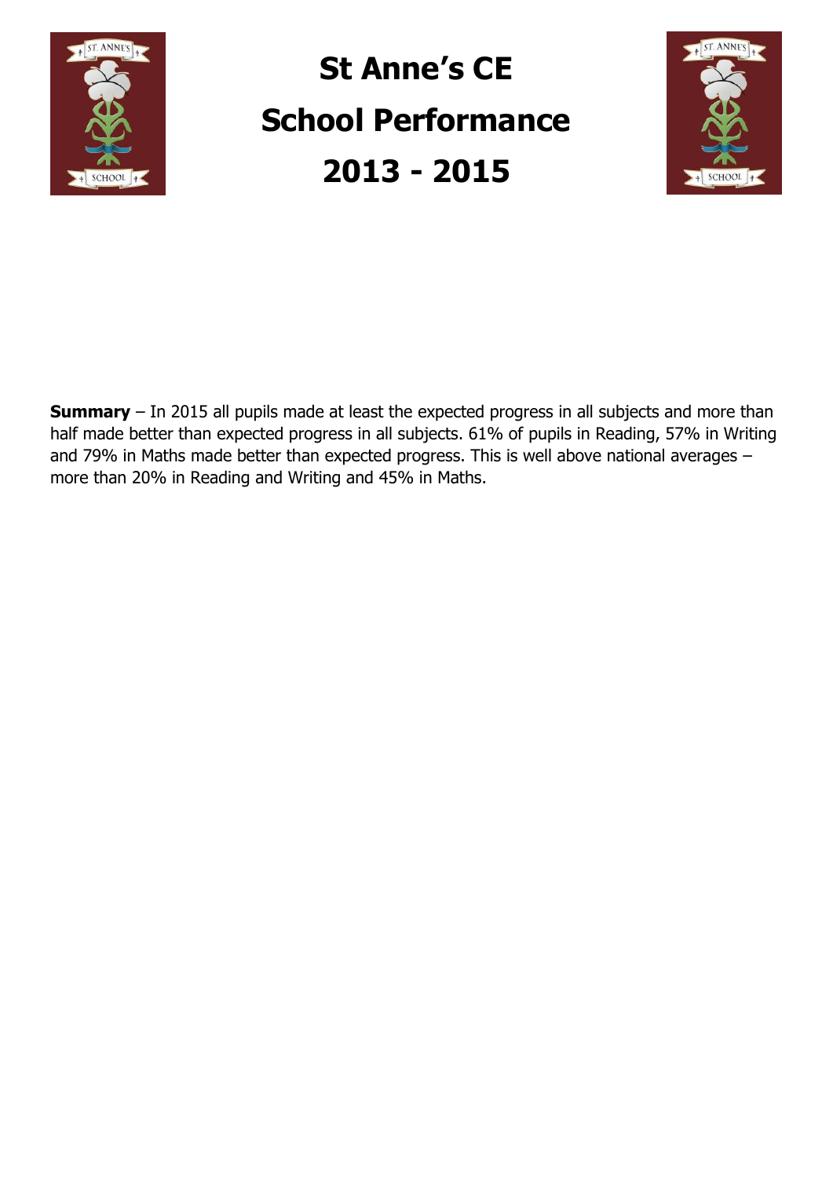# St Anne's CE School Performance 2013 - 2015

**Summary** – In 2015 all pupils made at least the expected progress in all subjects and more than half made better than expected progress in all subjects. 61% of pupils in Reading, 57% in Writing and 79% in Maths made better than expected progress. This is well above national averages – more than 20% in Reading and Writing and 45% in Maths.